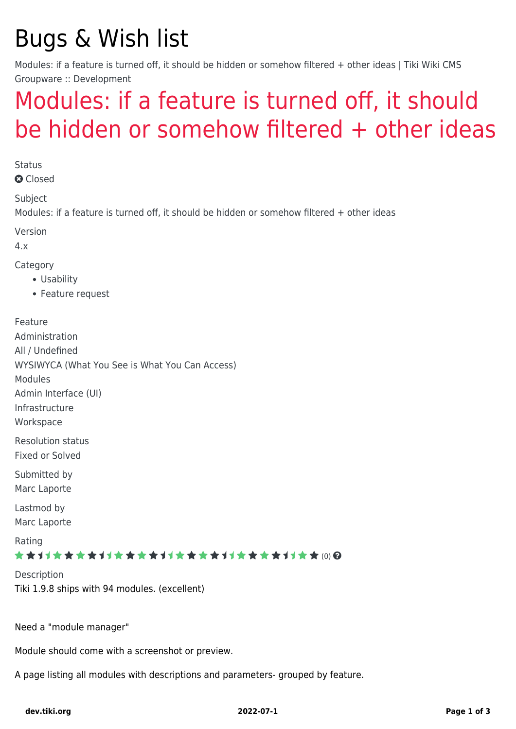# Bugs & Wish list

Modules: if a feature is turned off, it should be hidden or somehow filtered + other ideas | Tiki Wiki CMS Groupware :: Development

## Modules: if a feature is turned off, it should be hidden or somehow filtered + other ideas

Status

Closed

Subject

Modules: if a feature is turned off, it should be hidden or somehow filtered + other ideas

Version

4.x

Category

- Usability
- Feature request

Feature

Administration
All / Undefined
WYSIWYCA (What You See is What You Can Access)
Modules
Admin Interface (UI)
Infrastructure
Workspace

Resolution status

Fixed or Solved

Submitted by

Marc Laporte

Lastmod by

Marc Laporte

Rating

(0)

Description

Tiki 1.9.8 ships with 94 modules. (excellent)

Need a "module manager"

Module should come with a screenshot or preview.

A page listing all modules with descriptions and parameters- grouped by feature.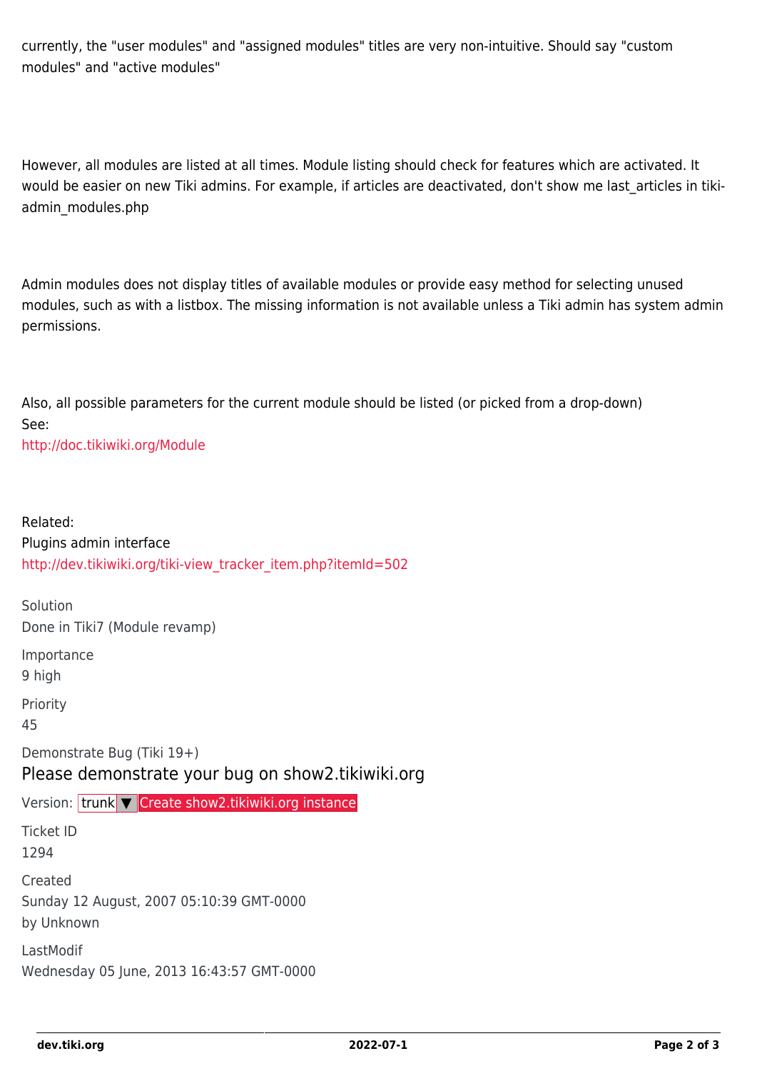currently, the "user modules" and "assigned modules" titles are very non-intuitive. Should say "custom modules" and "active modules"

However, all modules are listed at all times. Module listing should check for features which are activated. It would be easier on new Tiki admins. For example, if articles are deactivated, don't show me last_articles in tiki-admin_modules.php

Admin modules does not display titles of available modules or provide easy method for selecting unused modules, such as with a listbox. The missing information is not available unless a Tiki admin has system admin permissions.

Also, all possible parameters for the current module should be listed (or picked from a drop-down)
See:
http://doc.tikiwiki.org/Module

Related:
Plugins admin interface
http://dev.tikiwiki.org/tiki-view_tracker_item.php?itemId=502

Solution
Done in Tiki7 (Module revamp)

Importance
9 high

Priority
45

Demonstrate Bug (Tiki 19+)

## Please demonstrate your bug on show2.tikiwiki.org

Version: trunk ▼ Create show2.tikiwiki.org instance

Ticket ID
1294

Created
Sunday 12 August, 2007 05:10:39 GMT-0000
by Unknown

LastModif
Wednesday 05 June, 2013 16:43:57 GMT-0000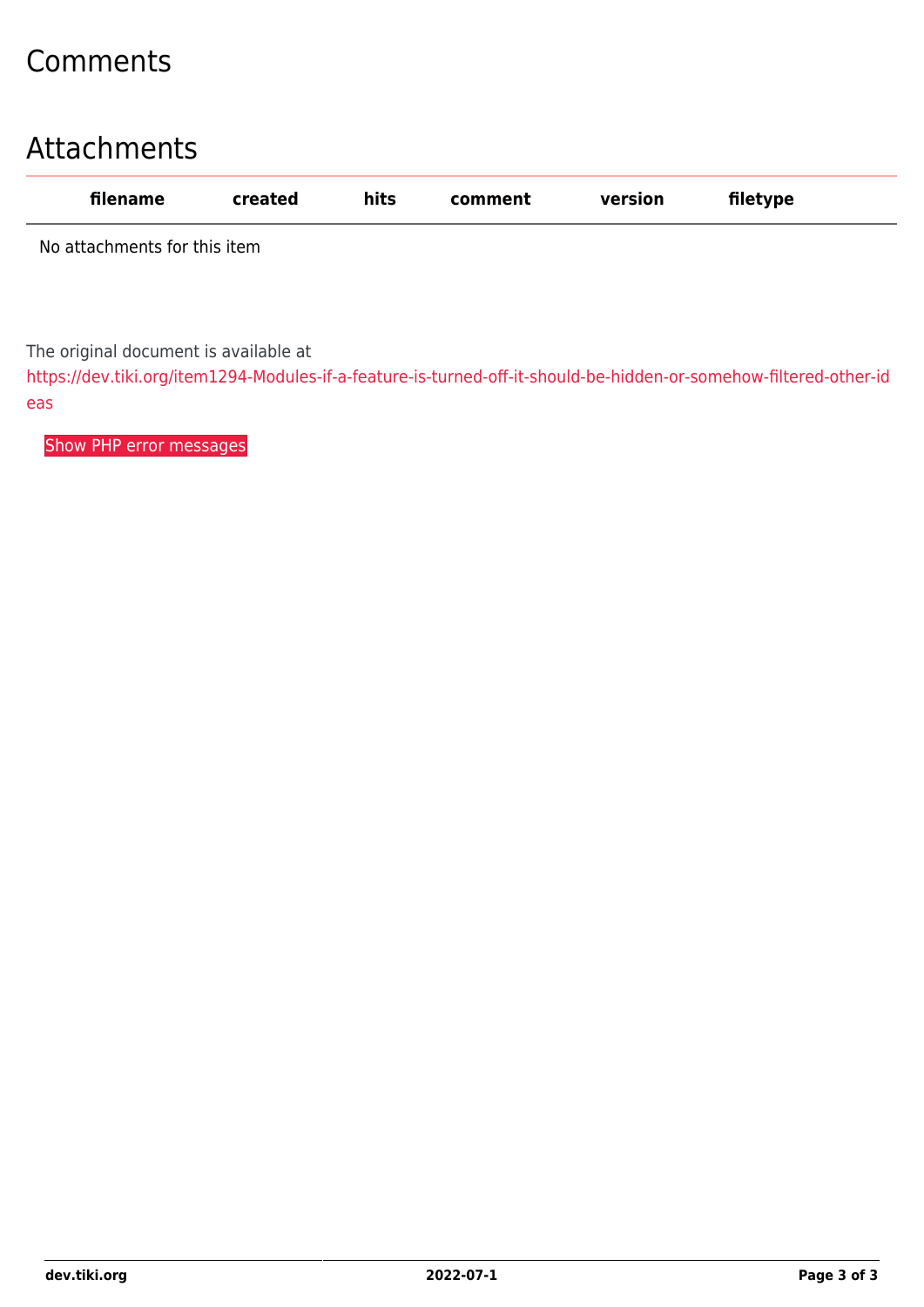# Comments

# Attachments

| filename | created | hits | comment | version | filetype |
|---|---|---|---|---|---|
| No attachments for this item | | | | | |

The original document is available at https://dev.tiki.org/item1294-Modules-if-a-feature-is-turned-off-it-should-be-hidden-or-somehow-filtered-other-ideas

Show PHP error messages